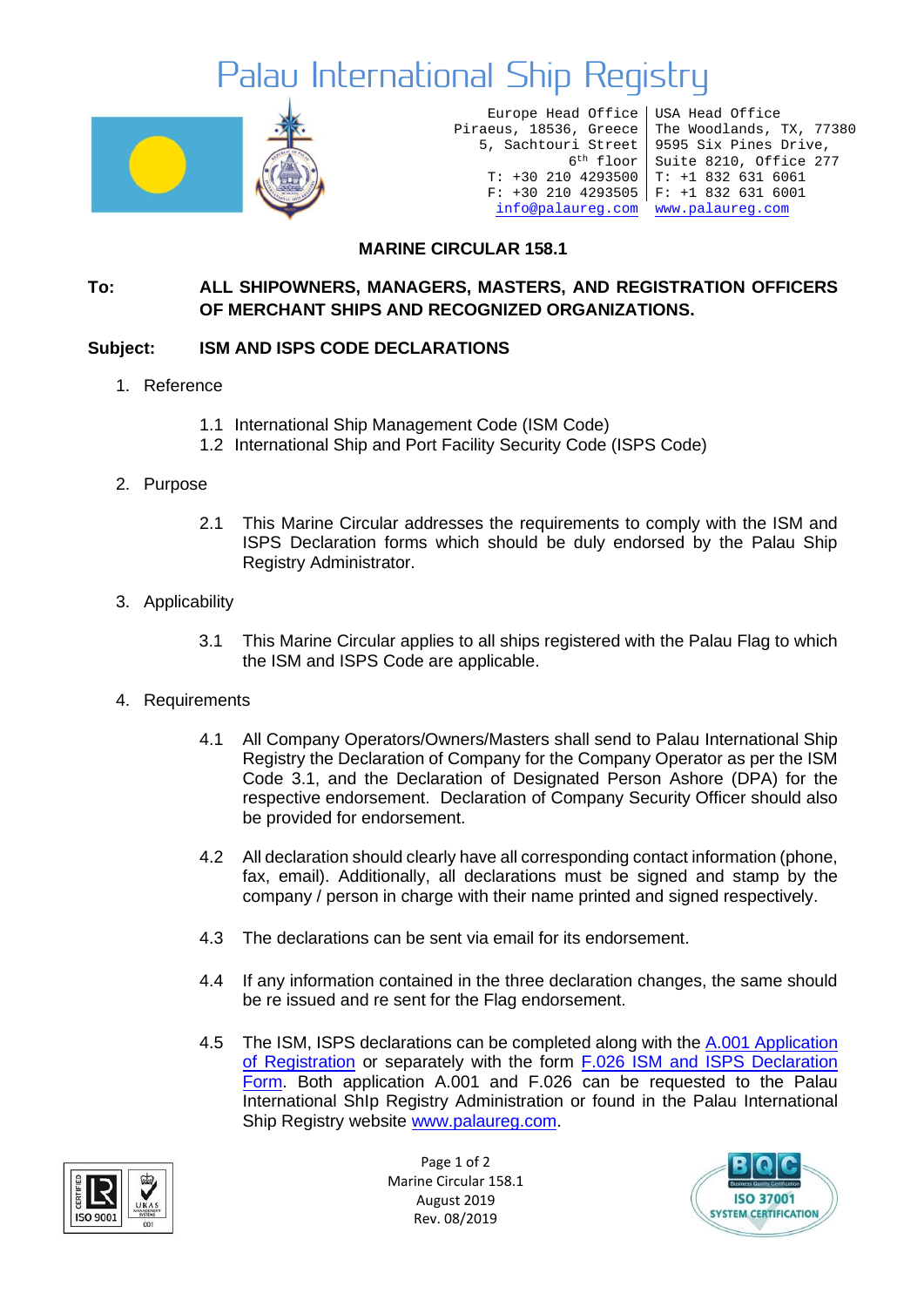# Palau International Ship Registry

Europe Head Office
Piraeus, 18536, Greece
5, Sachtouri Street
6th floor
T: +30 210 4293500
F: +30 210 4293505
info@palaureg.com

USA Head Office
The Woodlands, TX, 77380
9595 Six Pines Drive,
Suite 8210, Office 277
T: +1 832 631 6061
F: +1 832 631 6001
www.palaureg.com

## MARINE CIRCULAR 158.1

**To:** **ALL SHIPOWNERS, MANAGERS, MASTERS, AND REGISTRATION OFFICERS OF MERCHANT SHIPS AND RECOGNIZED ORGANIZATIONS.**

**Subject:** **ISM AND ISPS CODE DECLARATIONS**

1. Reference

   1.1 International Ship Management Code (ISM Code)
   1.2 International Ship and Port Facility Security Code (ISPS Code)

2. Purpose

   2.1 This Marine Circular addresses the requirements to comply with the ISM and ISPS Declaration forms which should be duly endorsed by the Palau Ship Registry Administrator.

3. Applicability

   3.1 This Marine Circular applies to all ships registered with the Palau Flag to which the ISM and ISPS Code are applicable.

4. Requirements

   4.1 All Company Operators/Owners/Masters shall send to Palau International Ship Registry the Declaration of Company for the Company Operator as per the ISM Code 3.1, and the Declaration of Designated Person Ashore (DPA) for the respective endorsement. Declaration of Company Security Officer should also be provided for endorsement.

   4.2 All declaration should clearly have all corresponding contact information (phone, fax, email). Additionally, all declarations must be signed and stamp by the company / person in charge with their name printed and signed respectively.

   4.3 The declarations can be sent via email for its endorsement.

   4.4 If any information contained in the three declaration changes, the same should be re issued and re sent for the Flag endorsement.

   4.5 The ISM, ISPS declarations can be completed along with the A.001 Application of Registration or separately with the form F.026 ISM and ISPS Declaration Form. Both application A.001 and F.026 can be requested to the Palau International ShIp Registry Administration or found in the Palau International Ship Registry website www.palaureg.com.

Marine Circular 158.1
August 2019
Rev. 08/2019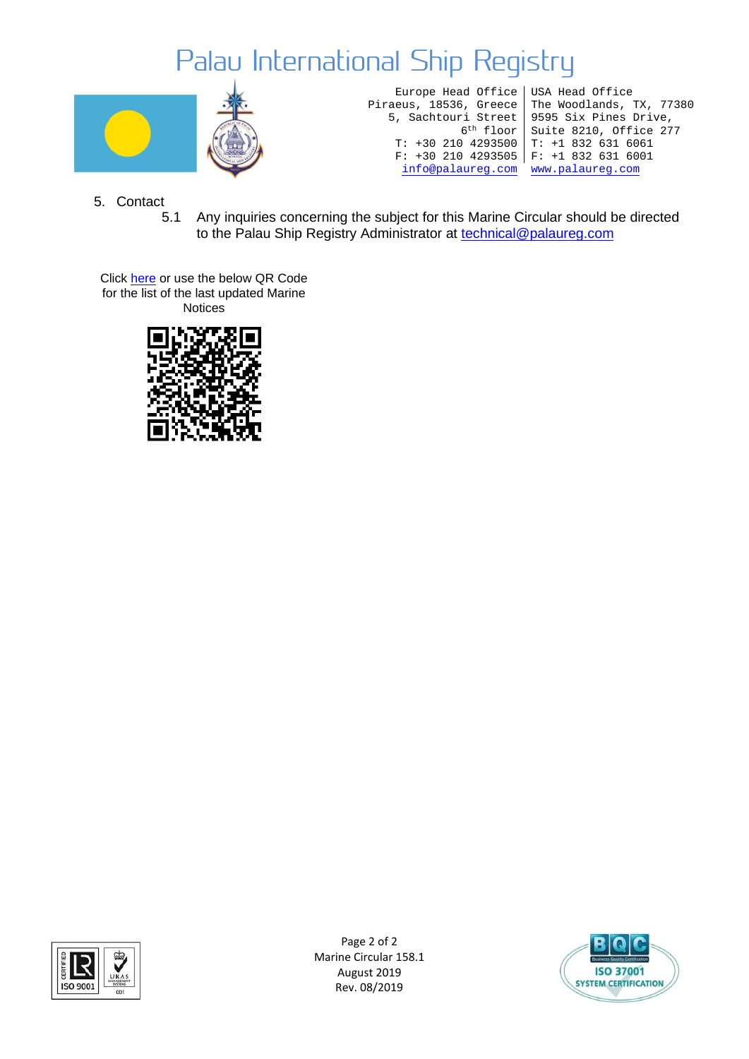5. Contact
   5.1 Any inquiries concerning the subject for this Marine Circular should be directed to the Palau Ship Registry Administrator at technical@palaureg.com

Click here or use the below QR Code for the list of the last updated Marine Notices